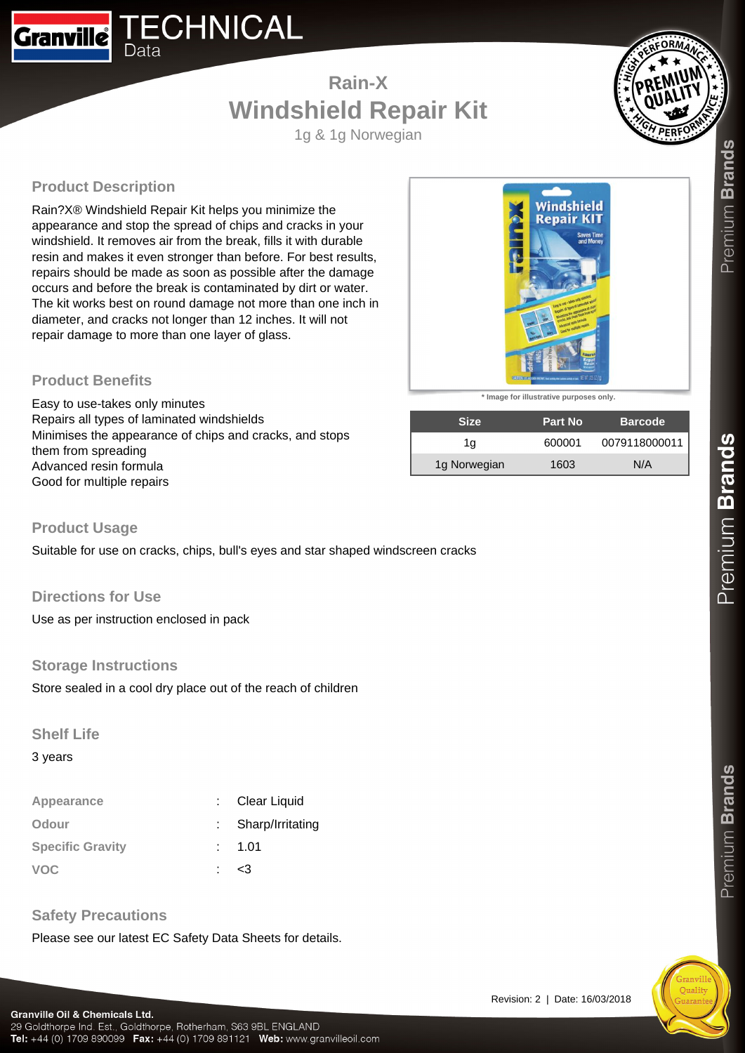# TECHNICAL Data

## Rain-X
# Windshield Repair Kit
1g & 1g Norwegian

## Product Description

Rain?X® Windshield Repair Kit helps you minimize the appearance and stop the spread of chips and cracks in your windshield. It removes air from the break, fills it with durable resin and makes it even stronger than before. For best results, repairs should be made as soon as possible after the damage occurs and before the break is contaminated by dirt or water. The kit works best on round damage not more than one inch in diameter, and cracks not longer than 12 inches. It will not repair damage to more than one layer of glass.

* Image for illustrative purposes only.

| Size | Part No | Barcode |
|---|---|---|
| 1g | 600001 | 0079118000011 |
| 1g Norwegian | 1603 | N/A |

## Product Benefits

Easy to use-takes only minutes
Repairs all types of laminated windshields
Minimises the appearance of chips and cracks, and stops them from spreading
Advanced resin formula
Good for multiple repairs

## Product Usage

Suitable for use on cracks, chips, bull's eyes and star shaped windscreen cracks

## Directions for Use

Use as per instruction enclosed in pack

## Storage Instructions

Store sealed in a cool dry place out of the reach of children

## Shelf Life

3 years

| | | |
|---|---|---|
| **Appearance** | : | Clear Liquid |
| **Odour** | : | Sharp/Irritating |
| **Specific Gravity** | : | 1.01 |
| **VOC** | : | <3 |

## Safety Precautions

Please see our latest EC Safety Data Sheets for details.

Revision: 2 | Date: 16/03/2018

**Granville Oil & Chemicals Ltd.**
29 Goldthorpe Ind. Est., Goldthorpe, Rotherham, S63 9BL ENGLAND
**Tel:** +44 (0) 1709 890099 **Fax:** +44 (0) 1709 891121 **Web:** www.granvilleoil.com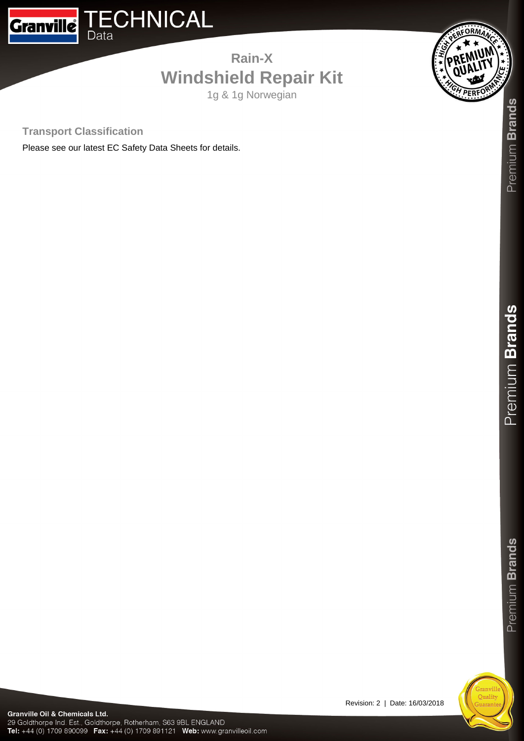# Rain-X
# Windshield Repair Kit

1g & 1g Norwegian

## Transport Classification

Please see our latest EC Safety Data Sheets for details.

Revision: 2 | Date: 16/03/2018

**Granville Oil & Chemicals Ltd.**
29 Goldthorpe Ind. Est., Goldthorpe, Rotherham, S63 9BL ENGLAND
**Tel:** +44 (0) 1709 890099 **Fax:** +44 (0) 1709 891121 **Web:** www.granvilleoil.com